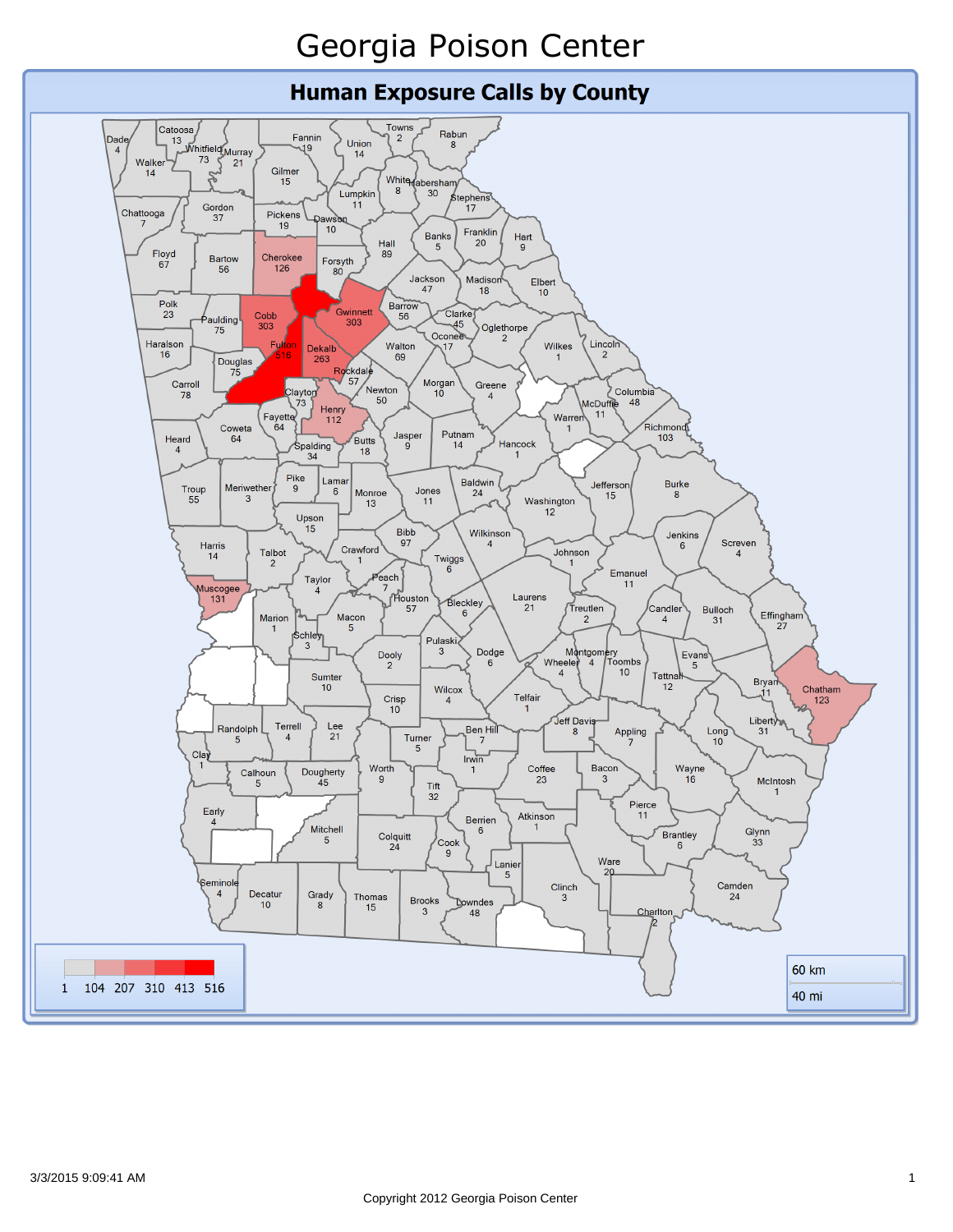# Georgia Poison Center

## Human Exposure Calls by County

| County | Calls |
|---|---|
| Dade | 4 |
| Catoosa | 13 |
| Whitfield | 73 |
| Murray | 21 |
| Fannin | 19 |
| Union | 14 |
| Towns | 2 |
| Rabun | 8 |
| Walker | 14 |
| Gilmer | 15 |
| White | 8 |
| Habersham | 30 |
| Lumpkin | 11 |
| Stephens | 17 |
| Chattooga | 7 |
| Gordon | 37 |
| Pickens | 19 |
| Dawson | 10 |
| Banks | 5 |
| Franklin | 20 |
| Hart | 9 |
| Hall | 89 |
| Floyd | 67 |
| Bartow | 56 |
| Cherokee | 126 |
| Forsyth | 80 |
| Jackson | 47 |
| Madison | 18 |
| Elbert | 10 |
| Polk | 23 |
| Paulding | 75 |
| Cobb | 303 |
| Gwinnett | 303 |
| Barrow | 56 |
| Clarke | 45 |
| Oconee | 17 |
| Oglethorpe | 2 |
| Haralson | 16 |
| Fulton | 516 |
| Dekalb | 263 |
| Walton | 69 |
| Wilkes | 1 |
| Lincoln | 2 |
| Douglas | 75 |
| Rockdale | 57 |
| Carroll | 78 |
| Clayton | 73 |
| Newton | 50 |
| Morgan | 10 |
| Greene | 4 |
| Columbia | 48 |
| McDuffie | 11 |
| Henry | 112 |
| Fayette | 64 |
| Coweta | 64 |
| Warren | 1 |
| Richmond | 103 |
| Heard | 4 |
| Spalding | 34 |
| Butts | 18 |
| Jasper | 9 |
| Putnam | 14 |
| Hancock | 1 |
| Pike | 9 |
| Lamar | 6 |
| Troup | 55 |
| Meriwether | 3 |
| Monroe | 13 |
| Jones | 11 |
| Baldwin | 24 |
| Jefferson | 15 |
| Burke | 8 |
| Upson | 15 |
| Washington | 12 |
| Bibb | 97 |
| Wilkinson | 4 |
| Jenkins | 6 |
| Screven | 4 |
| Harris | 14 |
| Talbot | 2 |
| Crawford | 1 |
| Johnson | 1 |
| Twiggs | 6 |
| Emanuel | 11 |
| Peach | 7 |
| Taylor | 4 |
| Muscogee | 131 |
| Houston | 57 |
| Laurens | 21 |
| Bleckley | 6 |
| Treutlen | 2 |
| Candler | 4 |
| Bulloch | 31 |
| Effingham | 27 |
| Marion | 1 |
| Macon | 5 |
| Schley | 3 |
| Pulaski | 3 |
| Dooly | 2 |
| Dodge | 6 |
| Montgomery | 4 |
| Wheeler | 4 |
| Toombs | 10 |
| Evans | 5 |
| Sumter | 10 |
| Tattnall | 12 |
| Bryan | 11 |
| Chatham | 123 |
| Wilcox | 4 |
| Crisp | 10 |
| Telfair | 1 |
| Liberty | 31 |
| Randolph | 5 |
| Terrell | 4 |
| Lee | 21 |
| Ben Hill | 7 |
| Jeff Davis | 8 |
| Appling | 7 |
| Long | 10 |
| Turner | 5 |
| Clay | 1 |
| Irwin | 1 |
| Calhoun | 5 |
| Dougherty | 45 |
| Worth | 9 |
| Coffee | 23 |
| Bacon | 3 |
| Wayne | 16 |
| McIntosh | 1 |
| Tift | 32 |
| Early | 4 |
| Pierce | 11 |
| Berrien | 6 |
| Atkinson | 1 |
| Mitchell | 5 |
| Colquitt | 24 |
| Glynn | 33 |
| Brantley | 6 |
| Cook | 9 |
| Lanier | 5 |
| Ware | 20 |
| Seminole | 4 |
| Clinch | 3 |
| Camden | 24 |
| Decatur | 10 |
| Grady | 8 |
| Thomas | 15 |
| Brooks | 3 |
| Lowndes | 48 |
| Charlton | 2 |

Legend: 1, 104, 207, 310, 413, 516

Scale: 60 km / 40 mi

3/3/2015 9:09:41 AM

Copyright 2012 Georgia Poison Center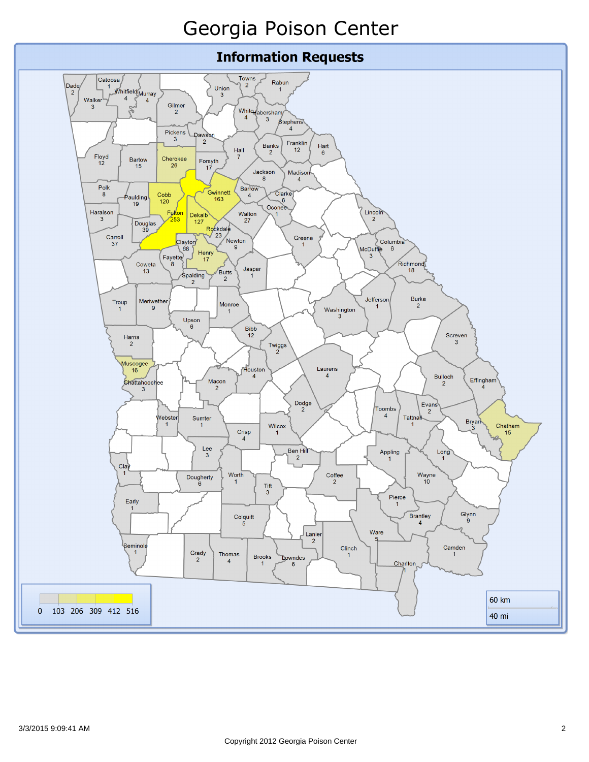# Georgia Poison Center

## Information Requests

| County | Count |
|---|---|
| Dade | 2 |
| Catoosa | 1 |
| Whitfield | 4 |
| Murray | 4 |
| Walker | 3 |
| Gilmer | 2 |
| Union | 3 |
| Towns | 2 |
| Rabun | 1 |
| White | 4 |
| Habersham | 3 |
| Stephens | 4 |
| Pickens | 3 |
| Dawson | 2 |
| Floyd | 12 |
| Bartow | 15 |
| Cherokee | 26 |
| Forsyth | 17 |
| Hall | 7 |
| Banks | 2 |
| Franklin | 12 |
| Hart | 6 |
| Jackson | 8 |
| Madison | 4 |
| Polk | 8 |
| Paulding | 19 |
| Cobb | 120 |
| Gwinnett | 163 |
| Barrow | 4 |
| Clarke | 6 |
| Oconee | 1 |
| Haralson | 3 |
| Fulton | 253 |
| Dekalb | 127 |
| Walton | 27 |
| Lincoln | 2 |
| Douglas | 39 |
| Rockdale | 23 |
| Carroll | 37 |
| Clayton | 68 |
| Newton | 9 |
| Greene | 1 |
| Columbia | 6 |
| McDuffie | 3 |
| Fayette | 8 |
| Henry | 17 |
| Richmond | 18 |
| Coweta | 13 |
| Butts | 2 |
| Jasper | 1 |
| Spalding | 2 |
| Troup | 1 |
| Meriwether | 9 |
| Monroe | 1 |
| Jefferson | 1 |
| Burke | 2 |
| Washington | 3 |
| Upson | 6 |
| Bibb | 12 |
| Screven | 3 |
| Harris | 2 |
| Twiggs | 2 |
| Muscogee | 16 |
| Houston | 4 |
| Laurens | 4 |
| Bulloch | 2 |
| Effingham | 4 |
| Chattahoochee | 3 |
| Macon | 2 |
| Dodge | 2 |
| Toombs | 4 |
| Evans | 2 |
| Webster | 1 |
| Sumter | 1 |
| Wilcox | 1 |
| Tattnall | 1 |
| Bryan | 3 |
| Chatham | 15 |
| Crisp | 4 |
| Lee | 3 |
| Ben Hill | 2 |
| Appling | 1 |
| Long | 1 |
| Clay | 1 |
| Dougherty | 6 |
| Worth | 1 |
| Tift | 3 |
| Coffee | 2 |
| Wayne | 10 |
| Early | 1 |
| Pierce | 1 |
| Colquitt | 5 |
| Brantley | 4 |
| Glynn | 9 |
| Ware | 5 |
| Lanier | 2 |
| Seminole | 1 |
| Grady | 2 |
| Thomas | 4 |
| Brooks | 1 |
| Lowndes | 6 |
| Clinch | 1 |
| Camden | 1 |
| Charlton | 1 |

Legend: 0, 103, 206, 309, 412, 516

Scale: 60 km / 40 mi

3/3/2015 9:09:41 AM

Copyright 2012 Georgia Poison Center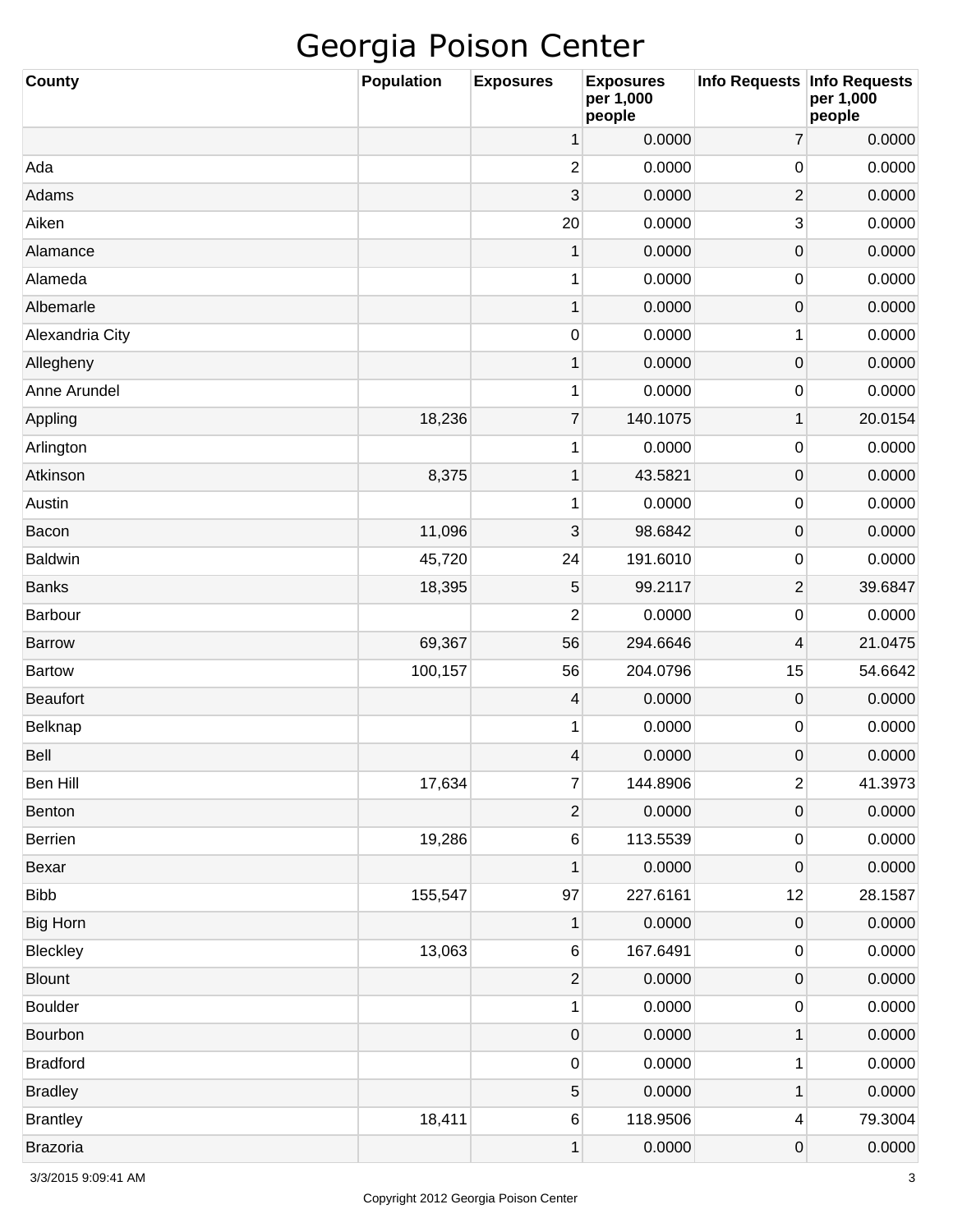# Georgia Poison Center

| County | Population | Exposures | Exposures per 1,000 people | Info Requests | Info Requests per 1,000 people |
|---|---|---|---|---|---|
| | | 1 | 0.0000 | 7 | 0.0000 |
| Ada | | 2 | 0.0000 | 0 | 0.0000 |
| Adams | | 3 | 0.0000 | 2 | 0.0000 |
| Aiken | | 20 | 0.0000 | 3 | 0.0000 |
| Alamance | | 1 | 0.0000 | 0 | 0.0000 |
| Alameda | | 1 | 0.0000 | 0 | 0.0000 |
| Albemarle | | 1 | 0.0000 | 0 | 0.0000 |
| Alexandria City | | 0 | 0.0000 | 1 | 0.0000 |
| Allegheny | | 1 | 0.0000 | 0 | 0.0000 |
| Anne Arundel | | 1 | 0.0000 | 0 | 0.0000 |
| Appling | 18,236 | 7 | 140.1075 | 1 | 20.0154 |
| Arlington | | 1 | 0.0000 | 0 | 0.0000 |
| Atkinson | 8,375 | 1 | 43.5821 | 0 | 0.0000 |
| Austin | | 1 | 0.0000 | 0 | 0.0000 |
| Bacon | 11,096 | 3 | 98.6842 | 0 | 0.0000 |
| Baldwin | 45,720 | 24 | 191.6010 | 0 | 0.0000 |
| Banks | 18,395 | 5 | 99.2117 | 2 | 39.6847 |
| Barbour | | 2 | 0.0000 | 0 | 0.0000 |
| Barrow | 69,367 | 56 | 294.6646 | 4 | 21.0475 |
| Bartow | 100,157 | 56 | 204.0796 | 15 | 54.6642 |
| Beaufort | | 4 | 0.0000 | 0 | 0.0000 |
| Belknap | | 1 | 0.0000 | 0 | 0.0000 |
| Bell | | 4 | 0.0000 | 0 | 0.0000 |
| Ben Hill | 17,634 | 7 | 144.8906 | 2 | 41.3973 |
| Benton | | 2 | 0.0000 | 0 | 0.0000 |
| Berrien | 19,286 | 6 | 113.5539 | 0 | 0.0000 |
| Bexar | | 1 | 0.0000 | 0 | 0.0000 |
| Bibb | 155,547 | 97 | 227.6161 | 12 | 28.1587 |
| Big Horn | | 1 | 0.0000 | 0 | 0.0000 |
| Bleckley | 13,063 | 6 | 167.6491 | 0 | 0.0000 |
| Blount | | 2 | 0.0000 | 0 | 0.0000 |
| Boulder | | 1 | 0.0000 | 0 | 0.0000 |
| Bourbon | | 0 | 0.0000 | 1 | 0.0000 |
| Bradford | | 0 | 0.0000 | 1 | 0.0000 |
| Bradley | | 5 | 0.0000 | 1 | 0.0000 |
| Brantley | 18,411 | 6 | 118.9506 | 4 | 79.3004 |
| Brazoria | | 1 | 0.0000 | 0 | 0.0000 |

Copyright 2012 Georgia Poison Center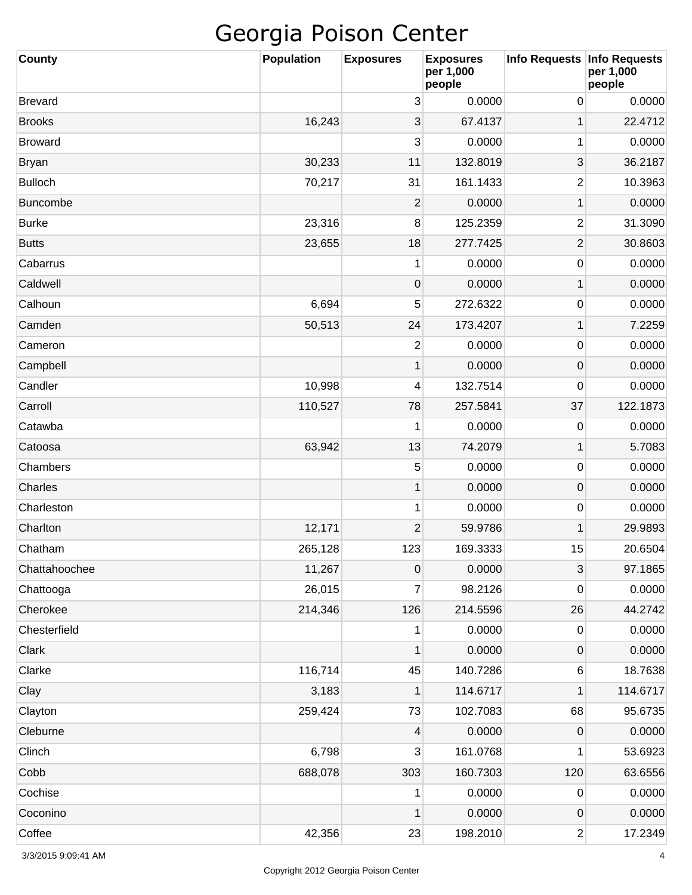# Georgia Poison Center

| County | Population | Exposures | Exposures per 1,000 people | Info Requests | Info Requests per 1,000 people |
|---|---|---|---|---|---|
| Brevard | | 3 | 0.0000 | 0 | 0.0000 |
| Brooks | 16,243 | 3 | 67.4137 | 1 | 22.4712 |
| Broward | | 3 | 0.0000 | 1 | 0.0000 |
| Bryan | 30,233 | 11 | 132.8019 | 3 | 36.2187 |
| Bulloch | 70,217 | 31 | 161.1433 | 2 | 10.3963 |
| Buncombe | | 2 | 0.0000 | 1 | 0.0000 |
| Burke | 23,316 | 8 | 125.2359 | 2 | 31.3090 |
| Butts | 23,655 | 18 | 277.7425 | 2 | 30.8603 |
| Cabarrus | | 1 | 0.0000 | 0 | 0.0000 |
| Caldwell | | 0 | 0.0000 | 1 | 0.0000 |
| Calhoun | 6,694 | 5 | 272.6322 | 0 | 0.0000 |
| Camden | 50,513 | 24 | 173.4207 | 1 | 7.2259 |
| Cameron | | 2 | 0.0000 | 0 | 0.0000 |
| Campbell | | 1 | 0.0000 | 0 | 0.0000 |
| Candler | 10,998 | 4 | 132.7514 | 0 | 0.0000 |
| Carroll | 110,527 | 78 | 257.5841 | 37 | 122.1873 |
| Catawba | | 1 | 0.0000 | 0 | 0.0000 |
| Catoosa | 63,942 | 13 | 74.2079 | 1 | 5.7083 |
| Chambers | | 5 | 0.0000 | 0 | 0.0000 |
| Charles | | 1 | 0.0000 | 0 | 0.0000 |
| Charleston | | 1 | 0.0000 | 0 | 0.0000 |
| Charlton | 12,171 | 2 | 59.9786 | 1 | 29.9893 |
| Chatham | 265,128 | 123 | 169.3333 | 15 | 20.6504 |
| Chattahoochee | 11,267 | 0 | 0.0000 | 3 | 97.1865 |
| Chattooga | 26,015 | 7 | 98.2126 | 0 | 0.0000 |
| Cherokee | 214,346 | 126 | 214.5596 | 26 | 44.2742 |
| Chesterfield | | 1 | 0.0000 | 0 | 0.0000 |
| Clark | | 1 | 0.0000 | 0 | 0.0000 |
| Clarke | 116,714 | 45 | 140.7286 | 6 | 18.7638 |
| Clay | 3,183 | 1 | 114.6717 | 1 | 114.6717 |
| Clayton | 259,424 | 73 | 102.7083 | 68 | 95.6735 |
| Cleburne | | 4 | 0.0000 | 0 | 0.0000 |
| Clinch | 6,798 | 3 | 161.0768 | 1 | 53.6923 |
| Cobb | 688,078 | 303 | 160.7303 | 120 | 63.6556 |
| Cochise | | 1 | 0.0000 | 0 | 0.0000 |
| Coconino | | 1 | 0.0000 | 0 | 0.0000 |
| Coffee | 42,356 | 23 | 198.2010 | 2 | 17.2349 |

3/3/2015 9:09:41 AM

Copyright 2012 Georgia Poison Center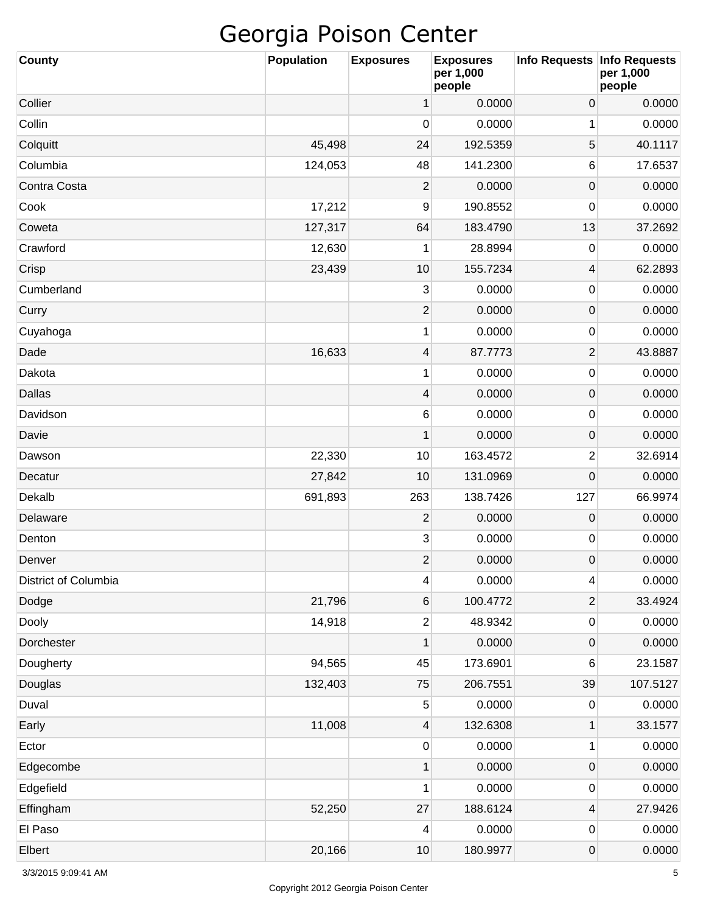# Georgia Poison Center

| County | Population | Exposures | Exposures per 1,000 people | Info Requests | Info Requests per 1,000 people |
|---|---|---|---|---|---|
| Collier | | 1 | 0.0000 | 0 | 0.0000 |
| Collin | | 0 | 0.0000 | 1 | 0.0000 |
| Colquitt | 45,498 | 24 | 192.5359 | 5 | 40.1117 |
| Columbia | 124,053 | 48 | 141.2300 | 6 | 17.6537 |
| Contra Costa | | 2 | 0.0000 | 0 | 0.0000 |
| Cook | 17,212 | 9 | 190.8552 | 0 | 0.0000 |
| Coweta | 127,317 | 64 | 183.4790 | 13 | 37.2692 |
| Crawford | 12,630 | 1 | 28.8994 | 0 | 0.0000 |
| Crisp | 23,439 | 10 | 155.7234 | 4 | 62.2893 |
| Cumberland | | 3 | 0.0000 | 0 | 0.0000 |
| Curry | | 2 | 0.0000 | 0 | 0.0000 |
| Cuyahoga | | 1 | 0.0000 | 0 | 0.0000 |
| Dade | 16,633 | 4 | 87.7773 | 2 | 43.8887 |
| Dakota | | 1 | 0.0000 | 0 | 0.0000 |
| Dallas | | 4 | 0.0000 | 0 | 0.0000 |
| Davidson | | 6 | 0.0000 | 0 | 0.0000 |
| Davie | | 1 | 0.0000 | 0 | 0.0000 |
| Dawson | 22,330 | 10 | 163.4572 | 2 | 32.6914 |
| Decatur | 27,842 | 10 | 131.0969 | 0 | 0.0000 |
| Dekalb | 691,893 | 263 | 138.7426 | 127 | 66.9974 |
| Delaware | | 2 | 0.0000 | 0 | 0.0000 |
| Denton | | 3 | 0.0000 | 0 | 0.0000 |
| Denver | | 2 | 0.0000 | 0 | 0.0000 |
| District of Columbia | | 4 | 0.0000 | 4 | 0.0000 |
| Dodge | 21,796 | 6 | 100.4772 | 2 | 33.4924 |
| Dooly | 14,918 | 2 | 48.9342 | 0 | 0.0000 |
| Dorchester | | 1 | 0.0000 | 0 | 0.0000 |
| Dougherty | 94,565 | 45 | 173.6901 | 6 | 23.1587 |
| Douglas | 132,403 | 75 | 206.7551 | 39 | 107.5127 |
| Duval | | 5 | 0.0000 | 0 | 0.0000 |
| Early | 11,008 | 4 | 132.6308 | 1 | 33.1577 |
| Ector | | 0 | 0.0000 | 1 | 0.0000 |
| Edgecombe | | 1 | 0.0000 | 0 | 0.0000 |
| Edgefield | | 1 | 0.0000 | 0 | 0.0000 |
| Effingham | 52,250 | 27 | 188.6124 | 4 | 27.9426 |
| El Paso | | 4 | 0.0000 | 0 | 0.0000 |
| Elbert | 20,166 | 10 | 180.9977 | 0 | 0.0000 |

3/3/2015 9:09:41 AM

Copyright 2012 Georgia Poison Center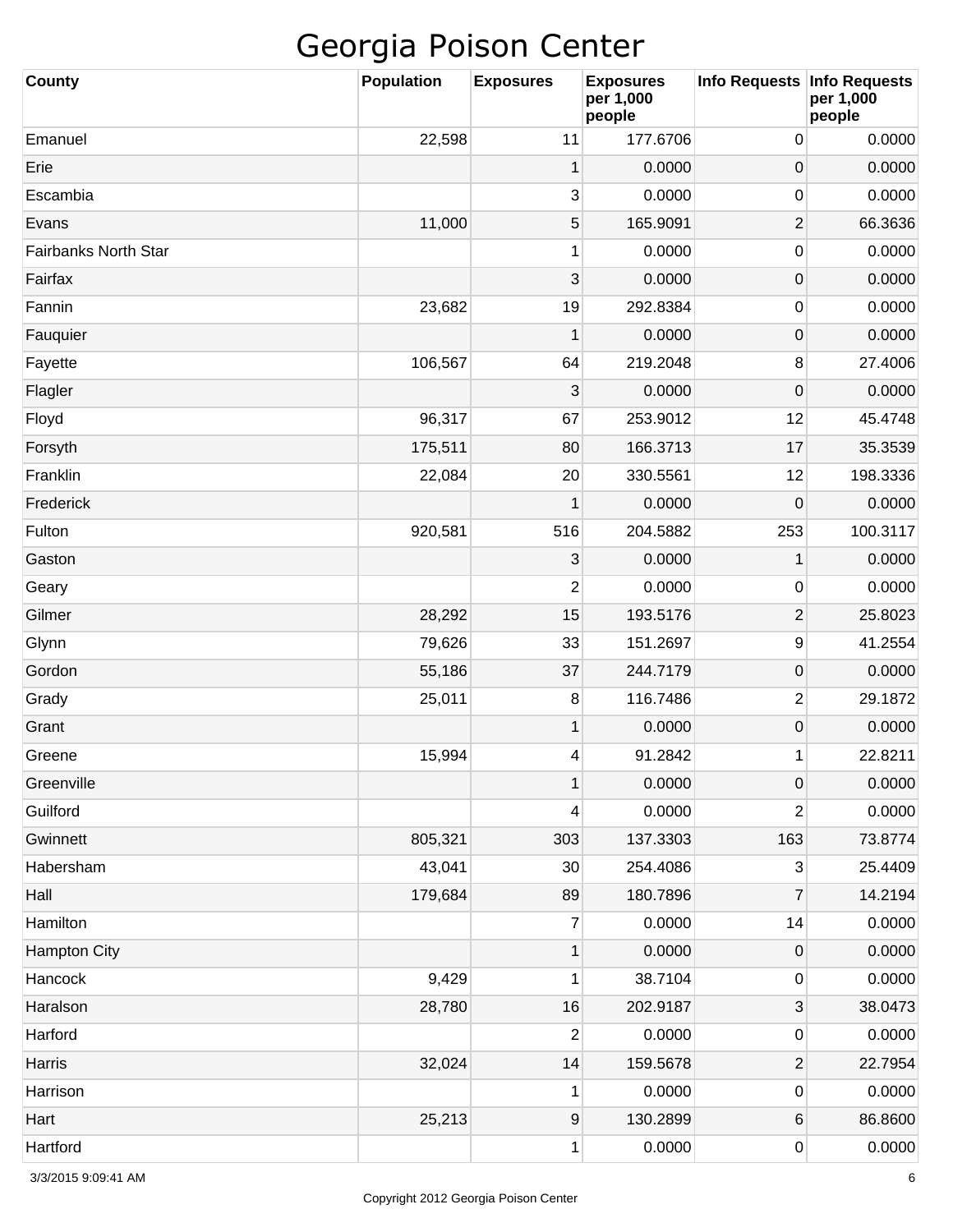# Georgia Poison Center

| County | Population | Exposures | Exposures per 1,000 people | Info Requests | Info Requests per 1,000 people |
|---|---|---|---|---|---|
| Emanuel | 22,598 | 11 | 177.6706 | 0 | 0.0000 |
| Erie | | 1 | 0.0000 | 0 | 0.0000 |
| Escambia | | 3 | 0.0000 | 0 | 0.0000 |
| Evans | 11,000 | 5 | 165.9091 | 2 | 66.3636 |
| Fairbanks North Star | | 1 | 0.0000 | 0 | 0.0000 |
| Fairfax | | 3 | 0.0000 | 0 | 0.0000 |
| Fannin | 23,682 | 19 | 292.8384 | 0 | 0.0000 |
| Fauquier | | 1 | 0.0000 | 0 | 0.0000 |
| Fayette | 106,567 | 64 | 219.2048 | 8 | 27.4006 |
| Flagler | | 3 | 0.0000 | 0 | 0.0000 |
| Floyd | 96,317 | 67 | 253.9012 | 12 | 45.4748 |
| Forsyth | 175,511 | 80 | 166.3713 | 17 | 35.3539 |
| Franklin | 22,084 | 20 | 330.5561 | 12 | 198.3336 |
| Frederick | | 1 | 0.0000 | 0 | 0.0000 |
| Fulton | 920,581 | 516 | 204.5882 | 253 | 100.3117 |
| Gaston | | 3 | 0.0000 | 1 | 0.0000 |
| Geary | | 2 | 0.0000 | 0 | 0.0000 |
| Gilmer | 28,292 | 15 | 193.5176 | 2 | 25.8023 |
| Glynn | 79,626 | 33 | 151.2697 | 9 | 41.2554 |
| Gordon | 55,186 | 37 | 244.7179 | 0 | 0.0000 |
| Grady | 25,011 | 8 | 116.7486 | 2 | 29.1872 |
| Grant | | 1 | 0.0000 | 0 | 0.0000 |
| Greene | 15,994 | 4 | 91.2842 | 1 | 22.8211 |
| Greenville | | 1 | 0.0000 | 0 | 0.0000 |
| Guilford | | 4 | 0.0000 | 2 | 0.0000 |
| Gwinnett | 805,321 | 303 | 137.3303 | 163 | 73.8774 |
| Habersham | 43,041 | 30 | 254.4086 | 3 | 25.4409 |
| Hall | 179,684 | 89 | 180.7896 | 7 | 14.2194 |
| Hamilton | | 7 | 0.0000 | 14 | 0.0000 |
| Hampton City | | 1 | 0.0000 | 0 | 0.0000 |
| Hancock | 9,429 | 1 | 38.7104 | 0 | 0.0000 |
| Haralson | 28,780 | 16 | 202.9187 | 3 | 38.0473 |
| Harford | | 2 | 0.0000 | 0 | 0.0000 |
| Harris | 32,024 | 14 | 159.5678 | 2 | 22.7954 |
| Harrison | | 1 | 0.0000 | 0 | 0.0000 |
| Hart | 25,213 | 9 | 130.2899 | 6 | 86.8600 |
| Hartford | | 1 | 0.0000 | 0 | 0.0000 |

3/3/2015 9:09:41 AM

Copyright 2012 Georgia Poison Center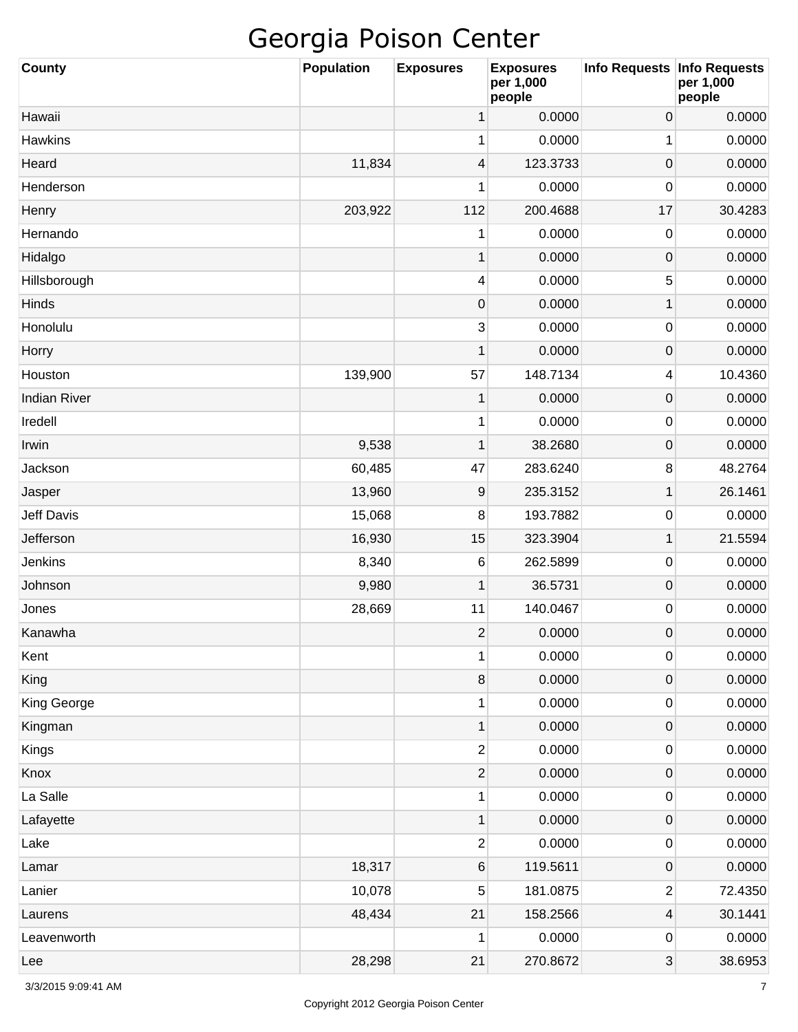# Georgia Poison Center

| County | Population | Exposures | Exposures per 1,000 people | Info Requests | Info Requests per 1,000 people |
|---|---|---|---|---|---|
| Hawaii | | 1 | 0.0000 | 0 | 0.0000 |
| Hawkins | | 1 | 0.0000 | 1 | 0.0000 |
| Heard | 11,834 | 4 | 123.3733 | 0 | 0.0000 |
| Henderson | | 1 | 0.0000 | 0 | 0.0000 |
| Henry | 203,922 | 112 | 200.4688 | 17 | 30.4283 |
| Hernando | | 1 | 0.0000 | 0 | 0.0000 |
| Hidalgo | | 1 | 0.0000 | 0 | 0.0000 |
| Hillsborough | | 4 | 0.0000 | 5 | 0.0000 |
| Hinds | | 0 | 0.0000 | 1 | 0.0000 |
| Honolulu | | 3 | 0.0000 | 0 | 0.0000 |
| Horry | | 1 | 0.0000 | 0 | 0.0000 |
| Houston | 139,900 | 57 | 148.7134 | 4 | 10.4360 |
| Indian River | | 1 | 0.0000 | 0 | 0.0000 |
| Iredell | | 1 | 0.0000 | 0 | 0.0000 |
| Irwin | 9,538 | 1 | 38.2680 | 0 | 0.0000 |
| Jackson | 60,485 | 47 | 283.6240 | 8 | 48.2764 |
| Jasper | 13,960 | 9 | 235.3152 | 1 | 26.1461 |
| Jeff Davis | 15,068 | 8 | 193.7882 | 0 | 0.0000 |
| Jefferson | 16,930 | 15 | 323.3904 | 1 | 21.5594 |
| Jenkins | 8,340 | 6 | 262.5899 | 0 | 0.0000 |
| Johnson | 9,980 | 1 | 36.5731 | 0 | 0.0000 |
| Jones | 28,669 | 11 | 140.0467 | 0 | 0.0000 |
| Kanawha | | 2 | 0.0000 | 0 | 0.0000 |
| Kent | | 1 | 0.0000 | 0 | 0.0000 |
| King | | 8 | 0.0000 | 0 | 0.0000 |
| King George | | 1 | 0.0000 | 0 | 0.0000 |
| Kingman | | 1 | 0.0000 | 0 | 0.0000 |
| Kings | | 2 | 0.0000 | 0 | 0.0000 |
| Knox | | 2 | 0.0000 | 0 | 0.0000 |
| La Salle | | 1 | 0.0000 | 0 | 0.0000 |
| Lafayette | | 1 | 0.0000 | 0 | 0.0000 |
| Lake | | 2 | 0.0000 | 0 | 0.0000 |
| Lamar | 18,317 | 6 | 119.5611 | 0 | 0.0000 |
| Lanier | 10,078 | 5 | 181.0875 | 2 | 72.4350 |
| Laurens | 48,434 | 21 | 158.2566 | 4 | 30.1441 |
| Leavenworth | | 1 | 0.0000 | 0 | 0.0000 |
| Lee | 28,298 | 21 | 270.8672 | 3 | 38.6953 |

3/3/2015 9:09:41 AM

Copyright 2012 Georgia Poison Center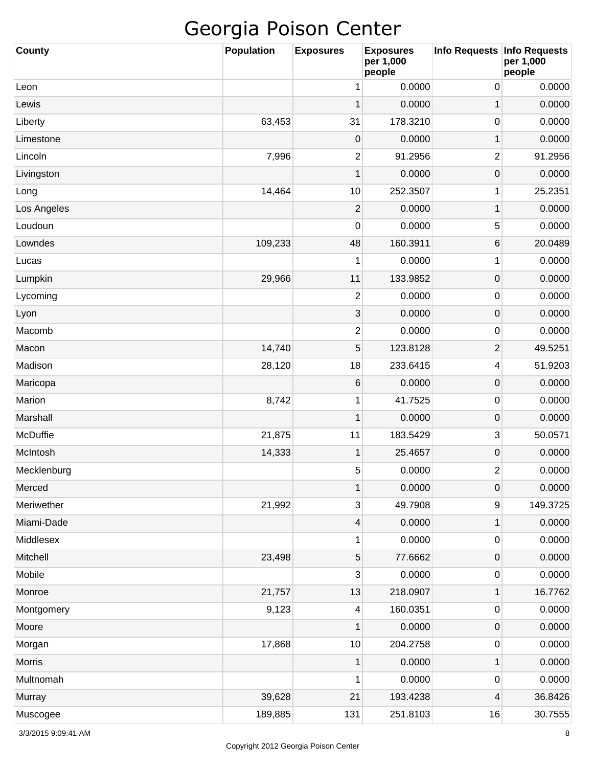# Georgia Poison Center

| County | Population | Exposures | Exposures per 1,000 people | Info Requests | Info Requests per 1,000 people |
|---|---|---|---|---|---|
| Leon | | 1 | 0.0000 | 0 | 0.0000 |
| Lewis | | 1 | 0.0000 | 1 | 0.0000 |
| Liberty | 63,453 | 31 | 178.3210 | 0 | 0.0000 |
| Limestone | | 0 | 0.0000 | 1 | 0.0000 |
| Lincoln | 7,996 | 2 | 91.2956 | 2 | 91.2956 |
| Livingston | | 1 | 0.0000 | 0 | 0.0000 |
| Long | 14,464 | 10 | 252.3507 | 1 | 25.2351 |
| Los Angeles | | 2 | 0.0000 | 1 | 0.0000 |
| Loudoun | | 0 | 0.0000 | 5 | 0.0000 |
| Lowndes | 109,233 | 48 | 160.3911 | 6 | 20.0489 |
| Lucas | | 1 | 0.0000 | 1 | 0.0000 |
| Lumpkin | 29,966 | 11 | 133.9852 | 0 | 0.0000 |
| Lycoming | | 2 | 0.0000 | 0 | 0.0000 |
| Lyon | | 3 | 0.0000 | 0 | 0.0000 |
| Macomb | | 2 | 0.0000 | 0 | 0.0000 |
| Macon | 14,740 | 5 | 123.8128 | 2 | 49.5251 |
| Madison | 28,120 | 18 | 233.6415 | 4 | 51.9203 |
| Maricopa | | 6 | 0.0000 | 0 | 0.0000 |
| Marion | 8,742 | 1 | 41.7525 | 0 | 0.0000 |
| Marshall | | 1 | 0.0000 | 0 | 0.0000 |
| McDuffie | 21,875 | 11 | 183.5429 | 3 | 50.0571 |
| McIntosh | 14,333 | 1 | 25.4657 | 0 | 0.0000 |
| Mecklenburg | | 5 | 0.0000 | 2 | 0.0000 |
| Merced | | 1 | 0.0000 | 0 | 0.0000 |
| Meriwether | 21,992 | 3 | 49.7908 | 9 | 149.3725 |
| Miami-Dade | | 4 | 0.0000 | 1 | 0.0000 |
| Middlesex | | 1 | 0.0000 | 0 | 0.0000 |
| Mitchell | 23,498 | 5 | 77.6662 | 0 | 0.0000 |
| Mobile | | 3 | 0.0000 | 0 | 0.0000 |
| Monroe | 21,757 | 13 | 218.0907 | 1 | 16.7762 |
| Montgomery | 9,123 | 4 | 160.0351 | 0 | 0.0000 |
| Moore | | 1 | 0.0000 | 0 | 0.0000 |
| Morgan | 17,868 | 10 | 204.2758 | 0 | 0.0000 |
| Morris | | 1 | 0.0000 | 1 | 0.0000 |
| Multnomah | | 1 | 0.0000 | 0 | 0.0000 |
| Murray | 39,628 | 21 | 193.4238 | 4 | 36.8426 |
| Muscogee | 189,885 | 131 | 251.8103 | 16 | 30.7555 |

3/3/2015 9:09:41 AM

Copyright 2012 Georgia Poison Center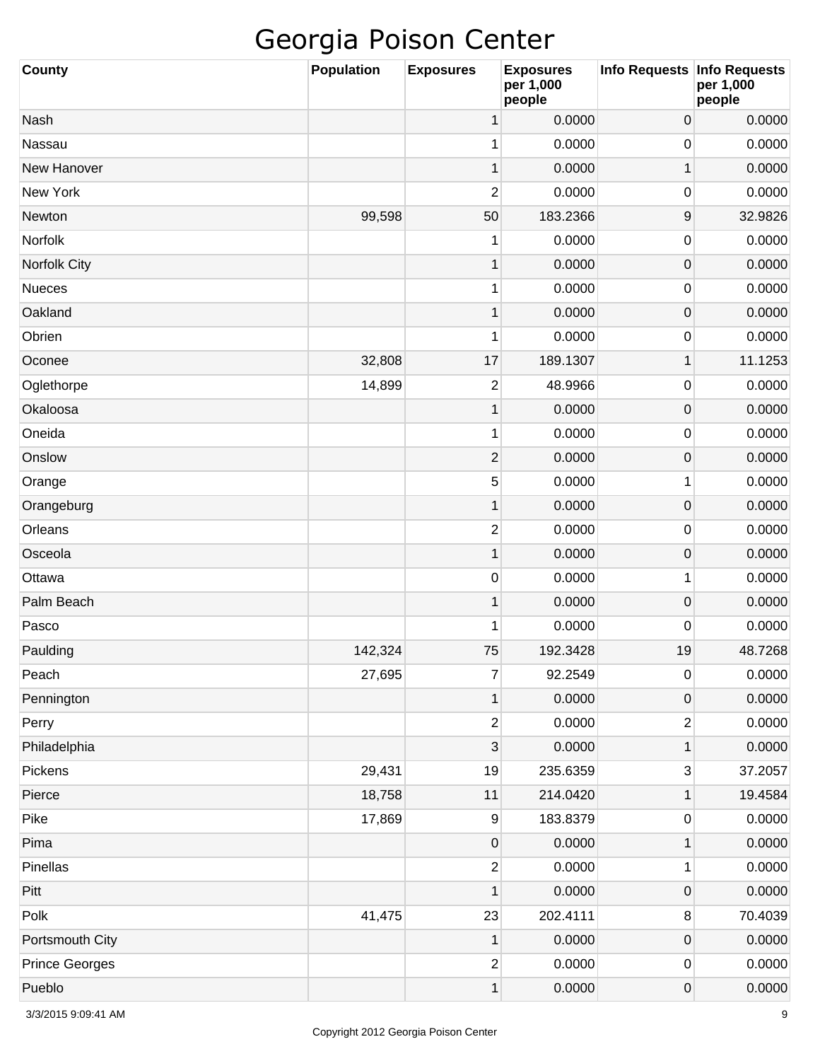# Georgia Poison Center

| County | Population | Exposures | Exposures per 1,000 people | Info Requests | Info Requests per 1,000 people |
|---|---|---|---|---|---|
| Nash | | 1 | 0.0000 | 0 | 0.0000 |
| Nassau | | 1 | 0.0000 | 0 | 0.0000 |
| New Hanover | | 1 | 0.0000 | 1 | 0.0000 |
| New York | | 2 | 0.0000 | 0 | 0.0000 |
| Newton | 99,598 | 50 | 183.2366 | 9 | 32.9826 |
| Norfolk | | 1 | 0.0000 | 0 | 0.0000 |
| Norfolk City | | 1 | 0.0000 | 0 | 0.0000 |
| Nueces | | 1 | 0.0000 | 0 | 0.0000 |
| Oakland | | 1 | 0.0000 | 0 | 0.0000 |
| Obrien | | 1 | 0.0000 | 0 | 0.0000 |
| Oconee | 32,808 | 17 | 189.1307 | 1 | 11.1253 |
| Oglethorpe | 14,899 | 2 | 48.9966 | 0 | 0.0000 |
| Okaloosa | | 1 | 0.0000 | 0 | 0.0000 |
| Oneida | | 1 | 0.0000 | 0 | 0.0000 |
| Onslow | | 2 | 0.0000 | 0 | 0.0000 |
| Orange | | 5 | 0.0000 | 1 | 0.0000 |
| Orangeburg | | 1 | 0.0000 | 0 | 0.0000 |
| Orleans | | 2 | 0.0000 | 0 | 0.0000 |
| Osceola | | 1 | 0.0000 | 0 | 0.0000 |
| Ottawa | | 0 | 0.0000 | 1 | 0.0000 |
| Palm Beach | | 1 | 0.0000 | 0 | 0.0000 |
| Pasco | | 1 | 0.0000 | 0 | 0.0000 |
| Paulding | 142,324 | 75 | 192.3428 | 19 | 48.7268 |
| Peach | 27,695 | 7 | 92.2549 | 0 | 0.0000 |
| Pennington | | 1 | 0.0000 | 0 | 0.0000 |
| Perry | | 2 | 0.0000 | 2 | 0.0000 |
| Philadelphia | | 3 | 0.0000 | 1 | 0.0000 |
| Pickens | 29,431 | 19 | 235.6359 | 3 | 37.2057 |
| Pierce | 18,758 | 11 | 214.0420 | 1 | 19.4584 |
| Pike | 17,869 | 9 | 183.8379 | 0 | 0.0000 |
| Pima | | 0 | 0.0000 | 1 | 0.0000 |
| Pinellas | | 2 | 0.0000 | 1 | 0.0000 |
| Pitt | | 1 | 0.0000 | 0 | 0.0000 |
| Polk | 41,475 | 23 | 202.4111 | 8 | 70.4039 |
| Portsmouth City | | 1 | 0.0000 | 0 | 0.0000 |
| Prince Georges | | 2 | 0.0000 | 0 | 0.0000 |
| Pueblo | | 1 | 0.0000 | 0 | 0.0000 |

3/3/2015 9:09:41 AM

Copyright 2012 Georgia Poison Center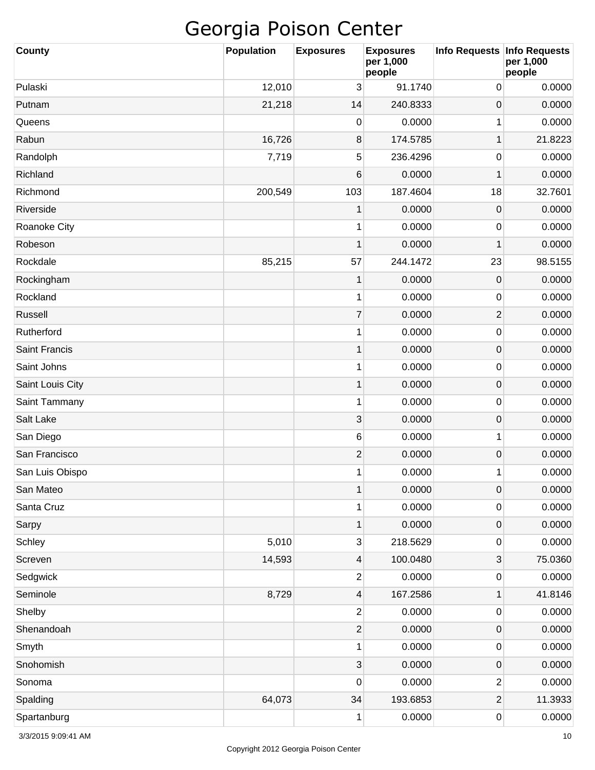# Georgia Poison Center

| County | Population | Exposures | Exposures per 1,000 people | Info Requests | Info Requests per 1,000 people |
|---|---|---|---|---|---|
| Pulaski | 12,010 | 3 | 91.1740 | 0 | 0.0000 |
| Putnam | 21,218 | 14 | 240.8333 | 0 | 0.0000 |
| Queens | | 0 | 0.0000 | 1 | 0.0000 |
| Rabun | 16,726 | 8 | 174.5785 | 1 | 21.8223 |
| Randolph | 7,719 | 5 | 236.4296 | 0 | 0.0000 |
| Richland | | 6 | 0.0000 | 1 | 0.0000 |
| Richmond | 200,549 | 103 | 187.4604 | 18 | 32.7601 |
| Riverside | | 1 | 0.0000 | 0 | 0.0000 |
| Roanoke City | | 1 | 0.0000 | 0 | 0.0000 |
| Robeson | | 1 | 0.0000 | 1 | 0.0000 |
| Rockdale | 85,215 | 57 | 244.1472 | 23 | 98.5155 |
| Rockingham | | 1 | 0.0000 | 0 | 0.0000 |
| Rockland | | 1 | 0.0000 | 0 | 0.0000 |
| Russell | | 7 | 0.0000 | 2 | 0.0000 |
| Rutherford | | 1 | 0.0000 | 0 | 0.0000 |
| Saint Francis | | 1 | 0.0000 | 0 | 0.0000 |
| Saint Johns | | 1 | 0.0000 | 0 | 0.0000 |
| Saint Louis City | | 1 | 0.0000 | 0 | 0.0000 |
| Saint Tammany | | 1 | 0.0000 | 0 | 0.0000 |
| Salt Lake | | 3 | 0.0000 | 0 | 0.0000 |
| San Diego | | 6 | 0.0000 | 1 | 0.0000 |
| San Francisco | | 2 | 0.0000 | 0 | 0.0000 |
| San Luis Obispo | | 1 | 0.0000 | 1 | 0.0000 |
| San Mateo | | 1 | 0.0000 | 0 | 0.0000 |
| Santa Cruz | | 1 | 0.0000 | 0 | 0.0000 |
| Sarpy | | 1 | 0.0000 | 0 | 0.0000 |
| Schley | 5,010 | 3 | 218.5629 | 0 | 0.0000 |
| Screven | 14,593 | 4 | 100.0480 | 3 | 75.0360 |
| Sedgwick | | 2 | 0.0000 | 0 | 0.0000 |
| Seminole | 8,729 | 4 | 167.2586 | 1 | 41.8146 |
| Shelby | | 2 | 0.0000 | 0 | 0.0000 |
| Shenandoah | | 2 | 0.0000 | 0 | 0.0000 |
| Smyth | | 1 | 0.0000 | 0 | 0.0000 |
| Snohomish | | 3 | 0.0000 | 0 | 0.0000 |
| Sonoma | | 0 | 0.0000 | 2 | 0.0000 |
| Spalding | 64,073 | 34 | 193.6853 | 2 | 11.3933 |
| Spartanburg | | 1 | 0.0000 | 0 | 0.0000 |

3/3/2015 9:09:41 AM

Copyright 2012 Georgia Poison Center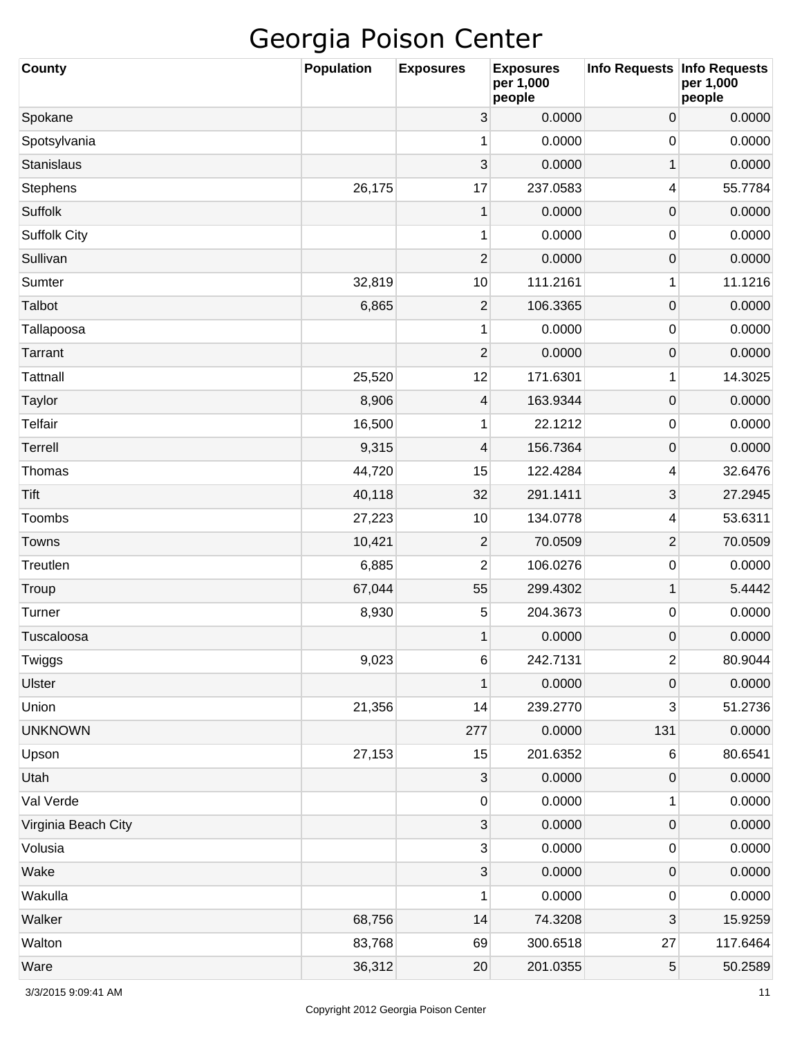# Georgia Poison Center

| County | Population | Exposures | Exposures per 1,000 people | Info Requests | Info Requests per 1,000 people |
|---|---|---|---|---|---|
| Spokane | | 3 | 0.0000 | 0 | 0.0000 |
| Spotsylvania | | 1 | 0.0000 | 0 | 0.0000 |
| Stanislaus | | 3 | 0.0000 | 1 | 0.0000 |
| Stephens | 26,175 | 17 | 237.0583 | 4 | 55.7784 |
| Suffolk | | 1 | 0.0000 | 0 | 0.0000 |
| Suffolk City | | 1 | 0.0000 | 0 | 0.0000 |
| Sullivan | | 2 | 0.0000 | 0 | 0.0000 |
| Sumter | 32,819 | 10 | 111.2161 | 1 | 11.1216 |
| Talbot | 6,865 | 2 | 106.3365 | 0 | 0.0000 |
| Tallapoosa | | 1 | 0.0000 | 0 | 0.0000 |
| Tarrant | | 2 | 0.0000 | 0 | 0.0000 |
| Tattnall | 25,520 | 12 | 171.6301 | 1 | 14.3025 |
| Taylor | 8,906 | 4 | 163.9344 | 0 | 0.0000 |
| Telfair | 16,500 | 1 | 22.1212 | 0 | 0.0000 |
| Terrell | 9,315 | 4 | 156.7364 | 0 | 0.0000 |
| Thomas | 44,720 | 15 | 122.4284 | 4 | 32.6476 |
| Tift | 40,118 | 32 | 291.1411 | 3 | 27.2945 |
| Toombs | 27,223 | 10 | 134.0778 | 4 | 53.6311 |
| Towns | 10,421 | 2 | 70.0509 | 2 | 70.0509 |
| Treutlen | 6,885 | 2 | 106.0276 | 0 | 0.0000 |
| Troup | 67,044 | 55 | 299.4302 | 1 | 5.4442 |
| Turner | 8,930 | 5 | 204.3673 | 0 | 0.0000 |
| Tuscaloosa | | 1 | 0.0000 | 0 | 0.0000 |
| Twiggs | 9,023 | 6 | 242.7131 | 2 | 80.9044 |
| Ulster | | 1 | 0.0000 | 0 | 0.0000 |
| Union | 21,356 | 14 | 239.2770 | 3 | 51.2736 |
| UNKNOWN | | 277 | 0.0000 | 131 | 0.0000 |
| Upson | 27,153 | 15 | 201.6352 | 6 | 80.6541 |
| Utah | | 3 | 0.0000 | 0 | 0.0000 |
| Val Verde | | 0 | 0.0000 | 1 | 0.0000 |
| Virginia Beach City | | 3 | 0.0000 | 0 | 0.0000 |
| Volusia | | 3 | 0.0000 | 0 | 0.0000 |
| Wake | | 3 | 0.0000 | 0 | 0.0000 |
| Wakulla | | 1 | 0.0000 | 0 | 0.0000 |
| Walker | 68,756 | 14 | 74.3208 | 3 | 15.9259 |
| Walton | 83,768 | 69 | 300.6518 | 27 | 117.6464 |
| Ware | 36,312 | 20 | 201.0355 | 5 | 50.2589 |

3/3/2015 9:09:41 AM

Copyright 2012 Georgia Poison Center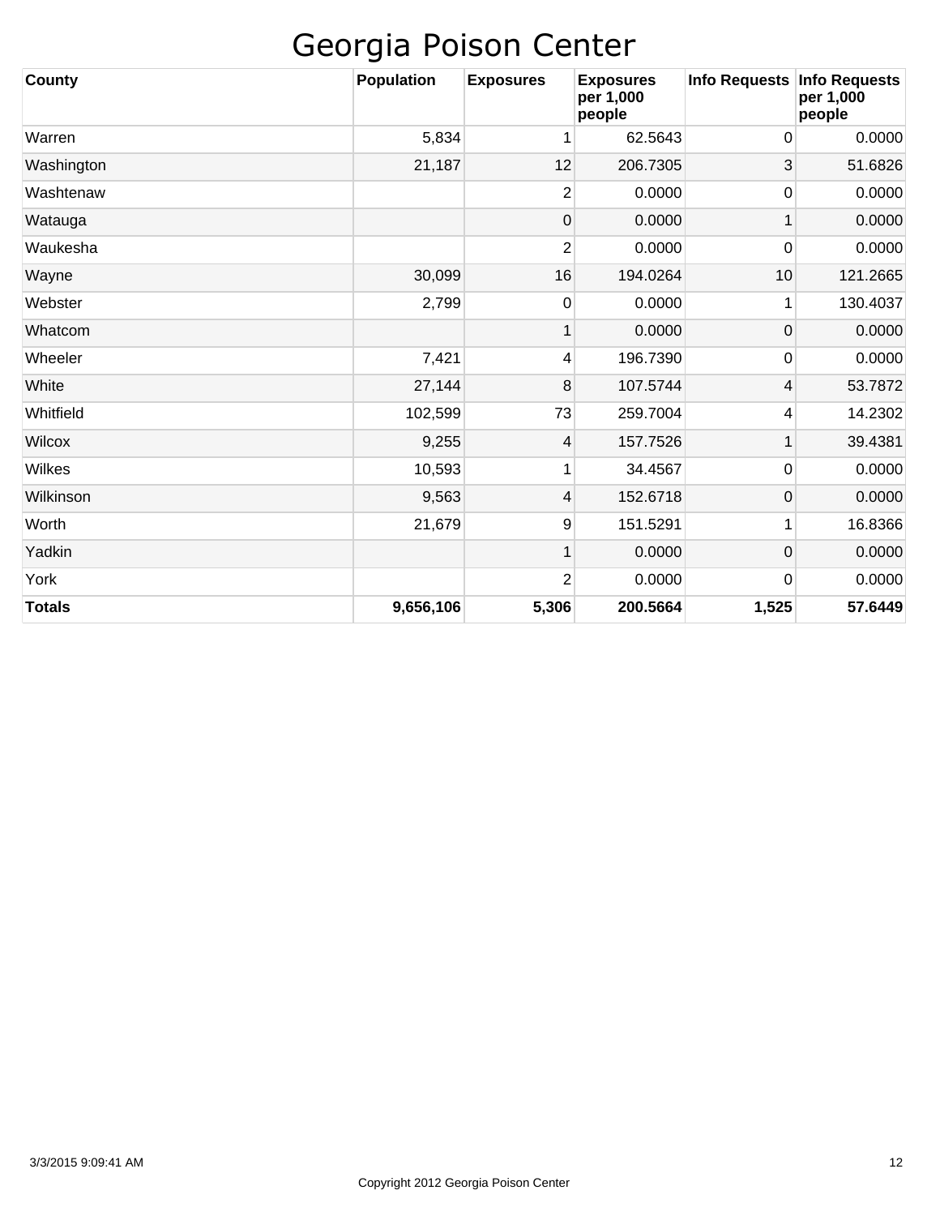# Georgia Poison Center

| County | Population | Exposures | Exposures per 1,000 people | Info Requests | Info Requests per 1,000 people |
|---|---|---|---|---|---|
| Warren | 5,834 | 1 | 62.5643 | 0 | 0.0000 |
| Washington | 21,187 | 12 | 206.7305 | 3 | 51.6826 |
| Washtenaw | | 2 | 0.0000 | 0 | 0.0000 |
| Watauga | | 0 | 0.0000 | 1 | 0.0000 |
| Waukesha | | 2 | 0.0000 | 0 | 0.0000 |
| Wayne | 30,099 | 16 | 194.0264 | 10 | 121.2665 |
| Webster | 2,799 | 0 | 0.0000 | 1 | 130.4037 |
| Whatcom | | 1 | 0.0000 | 0 | 0.0000 |
| Wheeler | 7,421 | 4 | 196.7390 | 0 | 0.0000 |
| White | 27,144 | 8 | 107.5744 | 4 | 53.7872 |
| Whitfield | 102,599 | 73 | 259.7004 | 4 | 14.2302 |
| Wilcox | 9,255 | 4 | 157.7526 | 1 | 39.4381 |
| Wilkes | 10,593 | 1 | 34.4567 | 0 | 0.0000 |
| Wilkinson | 9,563 | 4 | 152.6718 | 0 | 0.0000 |
| Worth | 21,679 | 9 | 151.5291 | 1 | 16.8366 |
| Yadkin | | 1 | 0.0000 | 0 | 0.0000 |
| York | | 2 | 0.0000 | 0 | 0.0000 |
| **Totals** | **9,656,106** | **5,306** | **200.5664** | **1,525** | **57.6449** |

3/3/2015 9:09:41 AM

Copyright 2012 Georgia Poison Center